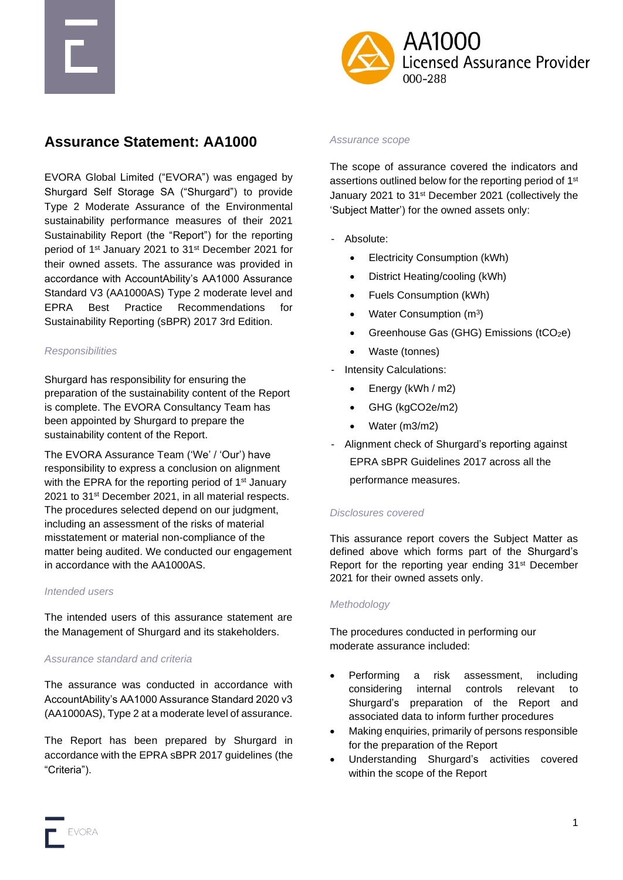AA1000
Licensed Assurance Provider
000-288

# Assurance Statement: AA1000

EVORA Global Limited ("EVORA") was engaged by Shurgard Self Storage SA ("Shurgard") to provide Type 2 Moderate Assurance of the Environmental sustainability performance measures of their 2021 Sustainability Report (the "Report") for the reporting period of 1st January 2021 to 31st December 2021 for their owned assets. The assurance was provided in accordance with AccountAbility's AA1000 Assurance Standard V3 (AA1000AS) Type 2 moderate level and EPRA Best Practice Recommendations for Sustainability Reporting (sBPR) 2017 3rd Edition.

*Responsibilities*

Shurgard has responsibility for ensuring the preparation of the sustainability content of the Report is complete. The EVORA Consultancy Team has been appointed by Shurgard to prepare the sustainability content of the Report.

The EVORA Assurance Team ('We' / 'Our') have responsibility to express a conclusion on alignment with the EPRA for the reporting period of 1st January 2021 to 31st December 2021, in all material respects. The procedures selected depend on our judgment, including an assessment of the risks of material misstatement or material non-compliance of the matter being audited. We conducted our engagement in accordance with the AA1000AS.

*Intended users*

The intended users of this assurance statement are the Management of Shurgard and its stakeholders.

*Assurance standard and criteria*

The assurance was conducted in accordance with AccountAbility's AA1000 Assurance Standard 2020 v3 (AA1000AS), Type 2 at a moderate level of assurance.

The Report has been prepared by Shurgard in accordance with the EPRA sBPR 2017 guidelines (the "Criteria").

*Assurance scope*

The scope of assurance covered the indicators and assertions outlined below for the reporting period of 1st January 2021 to 31st December 2021 (collectively the 'Subject Matter') for the owned assets only:

- Absolute:
  - Electricity Consumption (kWh)
  - District Heating/cooling (kWh)
  - Fuels Consumption (kWh)
  - Water Consumption ($m^3$)
  - Greenhouse Gas (GHG) Emissions ($tCO_2e$)
  - Waste (tonnes)
- Intensity Calculations:
  - Energy (kWh / m2)
  - GHG (kgCO2e/m2)
  - Water (m3/m2)
- Alignment check of Shurgard's reporting against EPRA sBPR Guidelines 2017 across all the performance measures.

*Disclosures covered*

This assurance report covers the Subject Matter as defined above which forms part of the Shurgard's Report for the reporting year ending 31st December 2021 for their owned assets only.

*Methodology*

The procedures conducted in performing our moderate assurance included:

- Performing a risk assessment, including considering internal controls relevant to Shurgard's preparation of the Report and associated data to inform further procedures
- Making enquiries, primarily of persons responsible for the preparation of the Report
- Understanding Shurgard's activities covered within the scope of the Report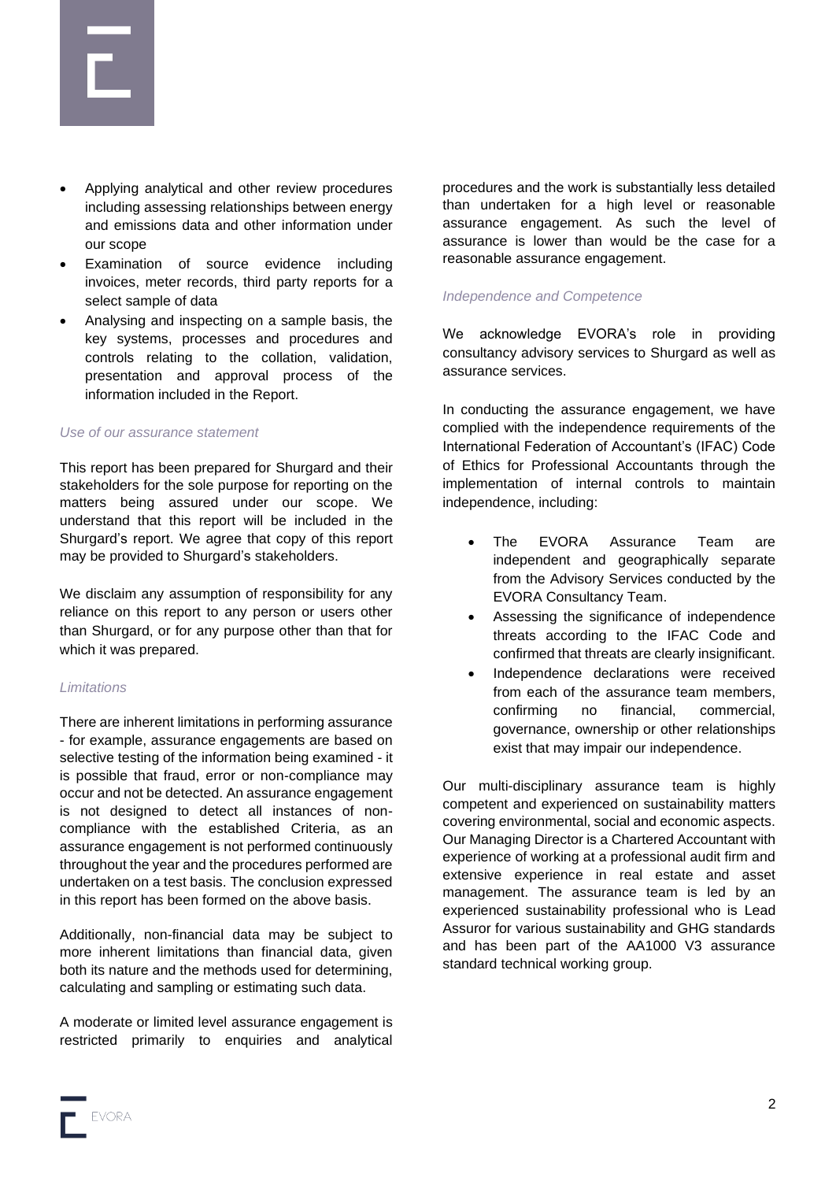- Applying analytical and other review procedures including assessing relationships between energy and emissions data and other information under our scope
- Examination of source evidence including invoices, meter records, third party reports for a select sample of data
- Analysing and inspecting on a sample basis, the key systems, processes and procedures and controls relating to the collation, validation, presentation and approval process of the information included in the Report.

*Use of our assurance statement*

This report has been prepared for Shurgard and their stakeholders for the sole purpose for reporting on the matters being assured under our scope. We understand that this report will be included in the Shurgard's report. We agree that copy of this report may be provided to Shurgard's stakeholders.

We disclaim any assumption of responsibility for any reliance on this report to any person or users other than Shurgard, or for any purpose other than that for which it was prepared.

*Limitations*

There are inherent limitations in performing assurance - for example, assurance engagements are based on selective testing of the information being examined - it is possible that fraud, error or non-compliance may occur and not be detected. An assurance engagement is not designed to detect all instances of non-compliance with the established Criteria, as an assurance engagement is not performed continuously throughout the year and the procedures performed are undertaken on a test basis. The conclusion expressed in this report has been formed on the above basis.

Additionally, non-financial data may be subject to more inherent limitations than financial data, given both its nature and the methods used for determining, calculating and sampling or estimating such data.

A moderate or limited level assurance engagement is restricted primarily to enquiries and analytical procedures and the work is substantially less detailed than undertaken for a high level or reasonable assurance engagement. As such the level of assurance is lower than would be the case for a reasonable assurance engagement.

*Independence and Competence*

We acknowledge EVORA's role in providing consultancy advisory services to Shurgard as well as assurance services.

In conducting the assurance engagement, we have complied with the independence requirements of the International Federation of Accountant's (IFAC) Code of Ethics for Professional Accountants through the implementation of internal controls to maintain independence, including:

- The EVORA Assurance Team are independent and geographically separate from the Advisory Services conducted by the EVORA Consultancy Team.
- Assessing the significance of independence threats according to the IFAC Code and confirmed that threats are clearly insignificant.
- Independence declarations were received from each of the assurance team members, confirming no financial, commercial, governance, ownership or other relationships exist that may impair our independence.

Our multi-disciplinary assurance team is highly competent and experienced on sustainability matters covering environmental, social and economic aspects. Our Managing Director is a Chartered Accountant with experience of working at a professional audit firm and extensive experience in real estate and asset management. The assurance team is led by an experienced sustainability professional who is Lead Assuror for various sustainability and GHG standards and has been part of the AA1000 V3 assurance standard technical working group.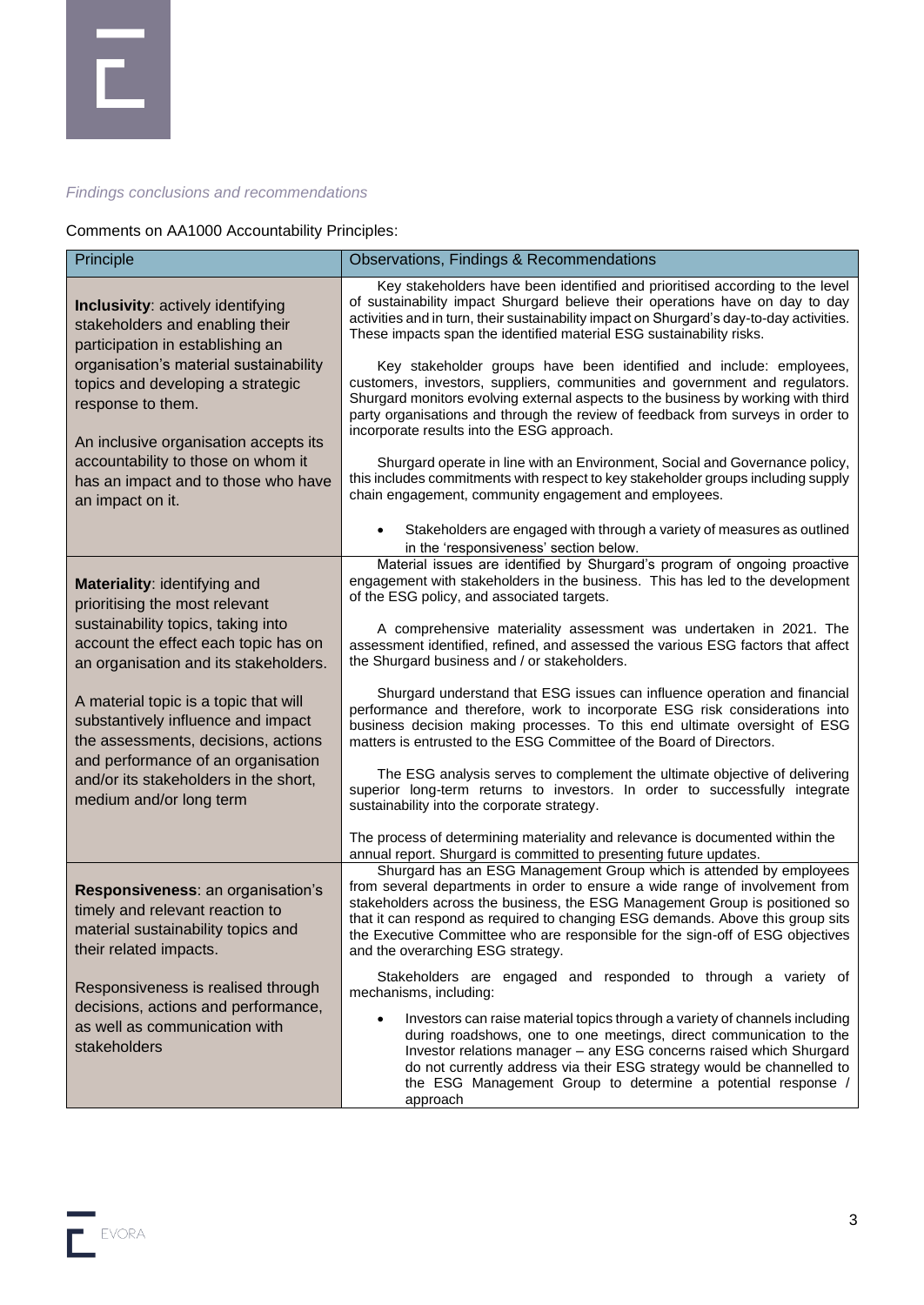*Findings conclusions and recommendations*

Comments on AA1000 Accountability Principles:

| Principle | Observations, Findings & Recommendations |
|---|---|
| **Inclusivity**: actively identifying stakeholders and enabling their participation in establishing an organisation's material sustainability topics and developing a strategic response to them.<br><br>An inclusive organisation accepts its accountability to those on whom it has an impact and to those who have an impact on it. | Key stakeholders have been identified and prioritised according to the level of sustainability impact Shurgard believe their operations have on day to day activities and in turn, their sustainability impact on Shurgard's day-to-day activities. These impacts span the identified material ESG sustainability risks.<br><br>Key stakeholder groups have been identified and include: employees, customers, investors, suppliers, communities and government and regulators. Shurgard monitors evolving external aspects to the business by working with third party organisations and through the review of feedback from surveys in order to incorporate results into the ESG approach.<br><br>Shurgard operate in line with an Environment, Social and Governance policy, this includes commitments with respect to key stakeholder groups including supply chain engagement, community engagement and employees.<br><br>• Stakeholders are engaged with through a variety of measures as outlined in the 'responsiveness' section below. |
| **Materiality**: identifying and prioritising the most relevant sustainability topics, taking into account the effect each topic has on an organisation and its stakeholders.<br><br>A material topic is a topic that will substantively influence and impact the assessments, decisions, actions and performance of an organisation and/or its stakeholders in the short, medium and/or long term | Material issues are identified by Shurgard's program of ongoing proactive engagement with stakeholders in the business. This has led to the development of the ESG policy, and associated targets.<br><br>A comprehensive materiality assessment was undertaken in 2021. The assessment identified, refined, and assessed the various ESG factors that affect the Shurgard business and / or stakeholders.<br><br>Shurgard understand that ESG issues can influence operation and financial performance and therefore, work to incorporate ESG risk considerations into business decision making processes. To this end ultimate oversight of ESG matters is entrusted to the ESG Committee of the Board of Directors.<br><br>The ESG analysis serves to complement the ultimate objective of delivering superior long-term returns to investors. In order to successfully integrate sustainability into the corporate strategy.<br><br>The process of determining materiality and relevance is documented within the annual report. Shurgard is committed to presenting future updates. |
| **Responsiveness**: an organisation's timely and relevant reaction to material sustainability topics and their related impacts.<br><br>Responsiveness is realised through decisions, actions and performance, as well as communication with stakeholders | Shurgard has an ESG Management Group which is attended by employees from several departments in order to ensure a wide range of involvement from stakeholders across the business, the ESG Management Group is positioned so that it can respond as required to changing ESG demands. Above this group sits the Executive Committee who are responsible for the sign-off of ESG objectives and the overarching ESG strategy.<br><br>Stakeholders are engaged and responded to through a variety of mechanisms, including:<br><br>• Investors can raise material topics through a variety of channels including during roadshows, one to one meetings, direct communication to the Investor relations manager – any ESG concerns raised which Shurgard do not currently address via their ESG strategy would be channelled to the ESG Management Group to determine a potential response / approach |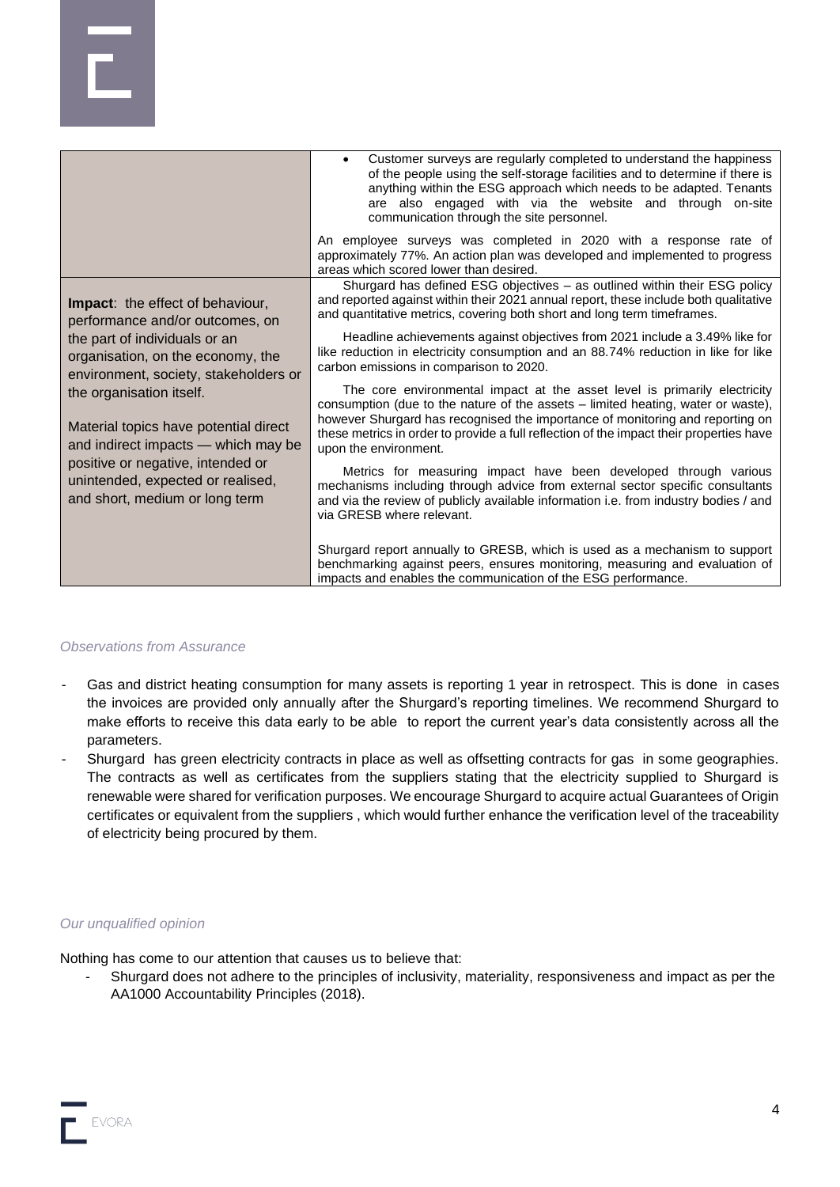| | |
|---|---|
| | • Customer surveys are regularly completed to understand the happiness of the people using the self-storage facilities and to determine if there is anything within the ESG approach which needs to be adapted. Tenants are also engaged with via the website and through on-site communication through the site personnel.<br><br>An employee surveys was completed in 2020 with a response rate of approximately 77%. An action plan was developed and implemented to progress areas which scored lower than desired. |
| **Impact**: the effect of behaviour, performance and/or outcomes, on the part of individuals or an organisation, on the economy, the environment, society, stakeholders or the organisation itself.<br><br>Material topics have potential direct and indirect impacts — which may be positive or negative, intended or unintended, expected or realised, and short, medium or long term | Shurgard has defined ESG objectives – as outlined within their ESG policy and reported against within their 2021 annual report, these include both qualitative and quantitative metrics, covering both short and long term timeframes.<br><br>Headline achievements against objectives from 2021 include a 3.49% like for like reduction in electricity consumption and an 88.74% reduction in like for like carbon emissions in comparison to 2020.<br><br>The core environmental impact at the asset level is primarily electricity consumption (due to the nature of the assets – limited heating, water or waste), however Shurgard has recognised the importance of monitoring and reporting on these metrics in order to provide a full reflection of the impact their properties have upon the environment.<br><br>Metrics for measuring impact have been developed through various mechanisms including through advice from external sector specific consultants and via the review of publicly available information i.e. from industry bodies / and via GRESB where relevant.<br><br>Shurgard report annually to GRESB, which is used as a mechanism to support benchmarking against peers, ensures monitoring, measuring and evaluation of impacts and enables the communication of the ESG performance. |

*Observations from Assurance*

- Gas and district heating consumption for many assets is reporting 1 year in retrospect. This is done in cases the invoices are provided only annually after the Shurgard's reporting timelines. We recommend Shurgard to make efforts to receive this data early to be able to report the current year's data consistently across all the parameters.
- Shurgard has green electricity contracts in place as well as offsetting contracts for gas in some geographies. The contracts as well as certificates from the suppliers stating that the electricity supplied to Shurgard is renewable were shared for verification purposes. We encourage Shurgard to acquire actual Guarantees of Origin certificates or equivalent from the suppliers , which would further enhance the verification level of the traceability of electricity being procured by them.

*Our unqualified opinion*

Nothing has come to our attention that causes us to believe that:

- Shurgard does not adhere to the principles of inclusivity, materiality, responsiveness and impact as per the AA1000 Accountability Principles (2018).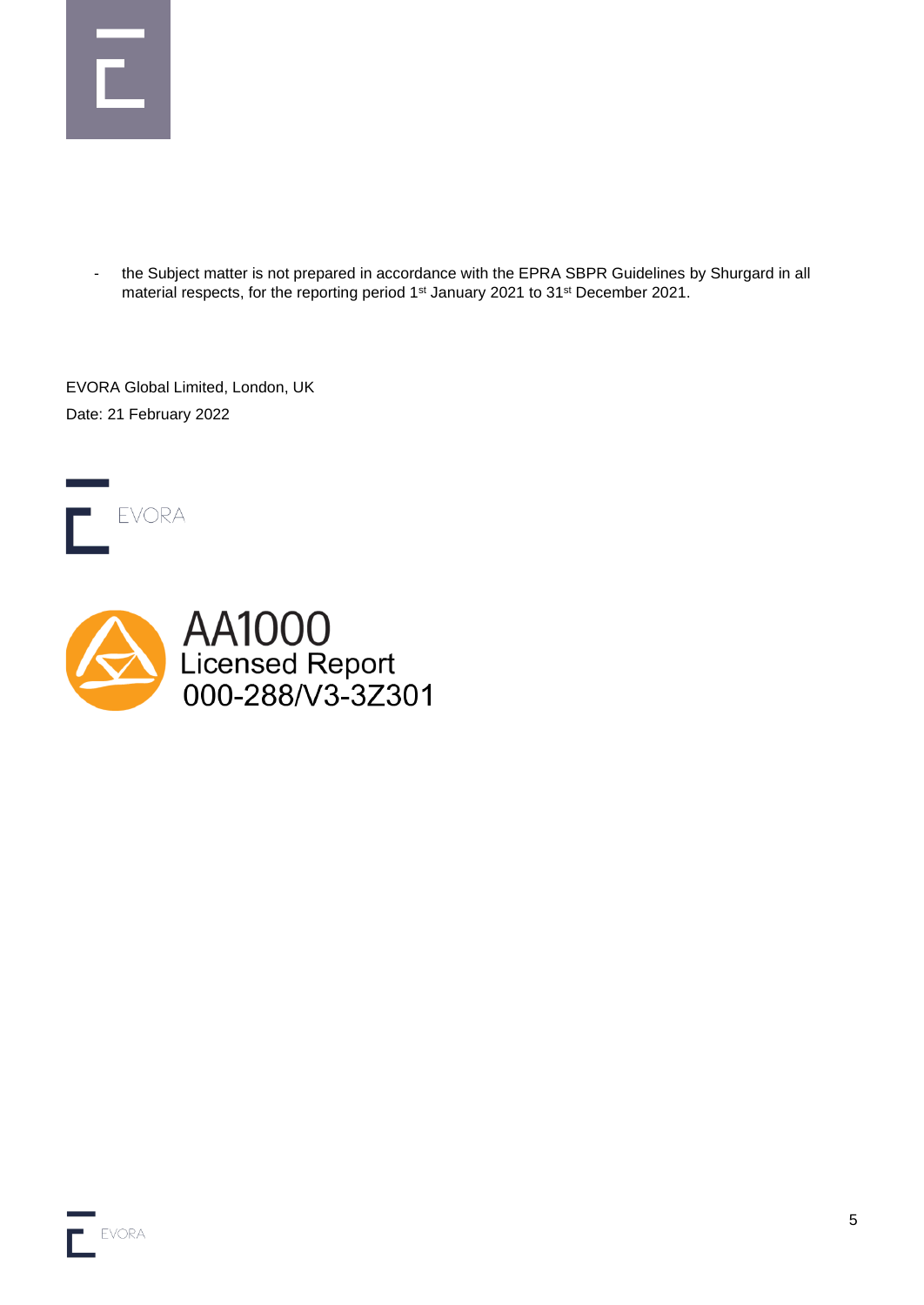- the Subject matter is not prepared in accordance with the EPRA SBPR Guidelines by Shurgard in all material respects, for the reporting period 1st January 2021 to 31st December 2021.

EVORA Global Limited, London, UK

Date: 21 February 2022

EVORA

AA1000
Licensed Report
000-288/V3-3Z301